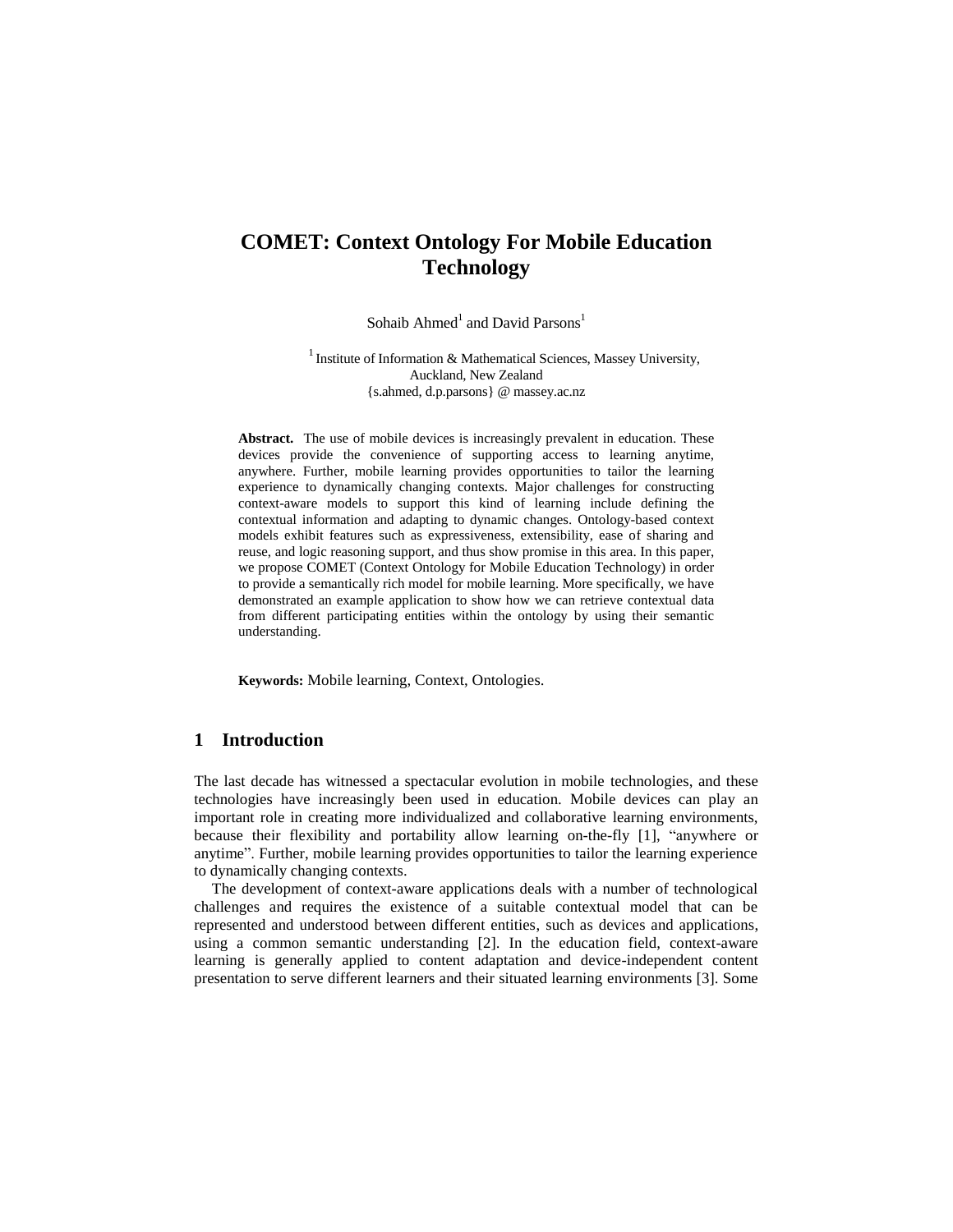# COMET: Context Ontology For Mobile Education Technology

Sohaib Ahmed[1] and David Parsons[1]

[1] Institute of Information & Mathematical Sciences, Massey University, Auckland, New Zealand
{s.ahmed, d.p.parsons} @ massey.ac.nz

**Abstract.** The use of mobile devices is increasingly prevalent in education. These devices provide the convenience of supporting access to learning anytime, anywhere. Further, mobile learning provides opportunities to tailor the learning experience to dynamically changing contexts. Major challenges for constructing context-aware models to support this kind of learning include defining the contextual information and adapting to dynamic changes. Ontology-based context models exhibit features such as expressiveness, extensibility, ease of sharing and reuse, and logic reasoning support, and thus show promise in this area. In this paper, we propose COMET (Context Ontology for Mobile Education Technology) in order to provide a semantically rich model for mobile learning. More specifically, we have demonstrated an example application to show how we can retrieve contextual data from different participating entities within the ontology by using their semantic understanding.

**Keywords:** Mobile learning, Context, Ontologies.

## 1 Introduction

The last decade has witnessed a spectacular evolution in mobile technologies, and these technologies have increasingly been used in education. Mobile devices can play an important role in creating more individualized and collaborative learning environments, because their flexibility and portability allow learning on-the-fly [1], "anywhere or anytime". Further, mobile learning provides opportunities to tailor the learning experience to dynamically changing contexts.

The development of context-aware applications deals with a number of technological challenges and requires the existence of a suitable contextual model that can be represented and understood between different entities, such as devices and applications, using a common semantic understanding [2]. In the education field, context-aware learning is generally applied to content adaptation and device-independent content presentation to serve different learners and their situated learning environments [3]. Some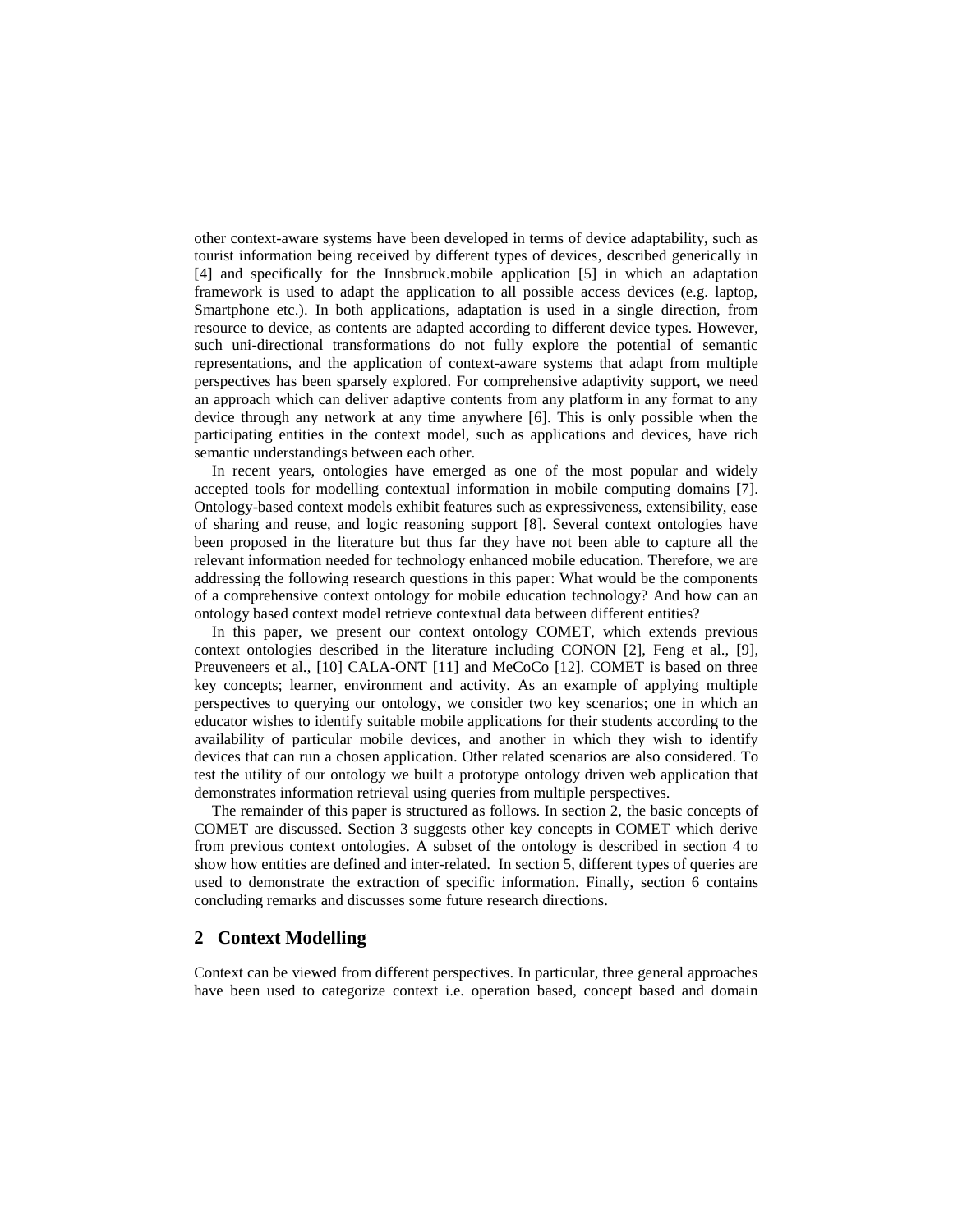other context-aware systems have been developed in terms of device adaptability, such as tourist information being received by different types of devices, described generically in [4] and specifically for the Innsbruck.mobile application [5] in which an adaptation framework is used to adapt the application to all possible access devices (e.g. laptop, Smartphone etc.). In both applications, adaptation is used in a single direction, from resource to device, as contents are adapted according to different device types. However, such uni-directional transformations do not fully explore the potential of semantic representations, and the application of context-aware systems that adapt from multiple perspectives has been sparsely explored. For comprehensive adaptivity support, we need an approach which can deliver adaptive contents from any platform in any format to any device through any network at any time anywhere [6]. This is only possible when the participating entities in the context model, such as applications and devices, have rich semantic understandings between each other.

In recent years, ontologies have emerged as one of the most popular and widely accepted tools for modelling contextual information in mobile computing domains [7]. Ontology-based context models exhibit features such as expressiveness, extensibility, ease of sharing and reuse, and logic reasoning support [8]. Several context ontologies have been proposed in the literature but thus far they have not been able to capture all the relevant information needed for technology enhanced mobile education. Therefore, we are addressing the following research questions in this paper: What would be the components of a comprehensive context ontology for mobile education technology? And how can an ontology based context model retrieve contextual data between different entities?

In this paper, we present our context ontology COMET, which extends previous context ontologies described in the literature including CONON [2], Feng et al., [9], Preuveneers et al., [10] CALA-ONT [11] and MeCoCo [12]. COMET is based on three key concepts; learner, environment and activity. As an example of applying multiple perspectives to querying our ontology, we consider two key scenarios; one in which an educator wishes to identify suitable mobile applications for their students according to the availability of particular mobile devices, and another in which they wish to identify devices that can run a chosen application. Other related scenarios are also considered. To test the utility of our ontology we built a prototype ontology driven web application that demonstrates information retrieval using queries from multiple perspectives.

The remainder of this paper is structured as follows. In section 2, the basic concepts of COMET are discussed. Section 3 suggests other key concepts in COMET which derive from previous context ontologies. A subset of the ontology is described in section 4 to show how entities are defined and inter-related. In section 5, different types of queries are used to demonstrate the extraction of specific information. Finally, section 6 contains concluding remarks and discusses some future research directions.

## 2 Context Modelling

Context can be viewed from different perspectives. In particular, three general approaches have been used to categorize context i.e. operation based, concept based and domain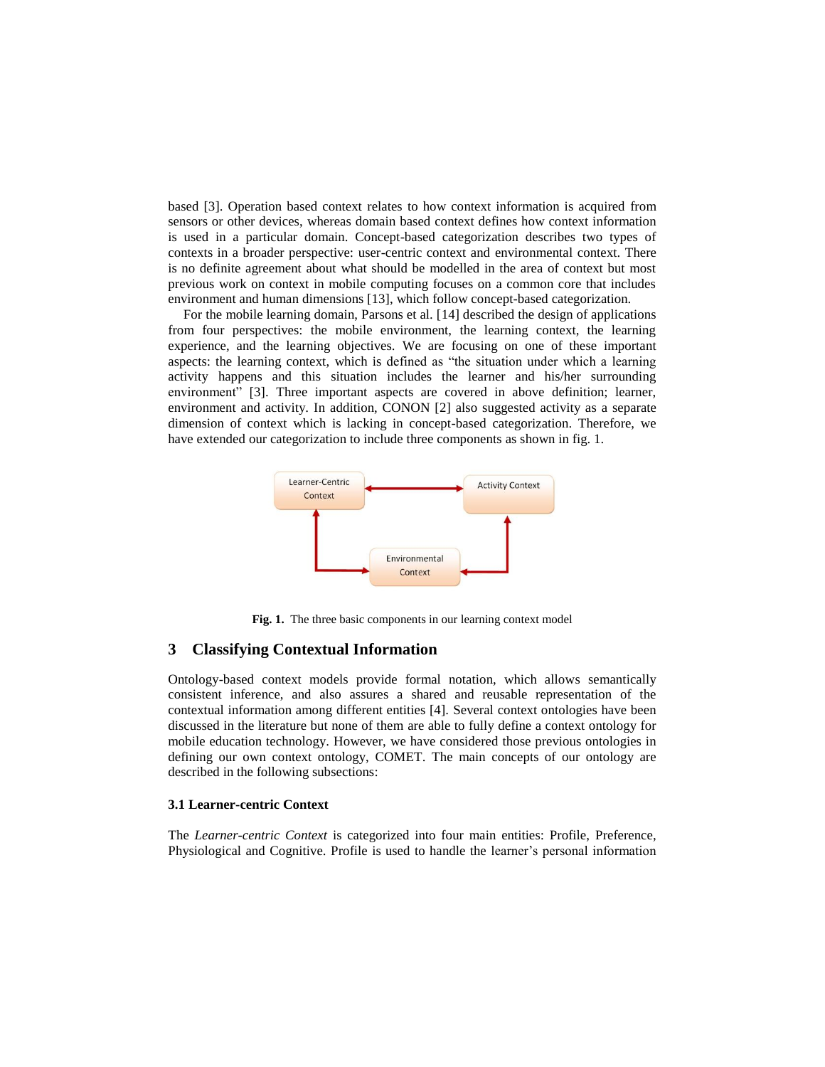based [3]. Operation based context relates to how context information is acquired from sensors or other devices, whereas domain based context defines how context information is used in a particular domain. Concept-based categorization describes two types of contexts in a broader perspective: user-centric context and environmental context. There is no definite agreement about what should be modelled in the area of context but most previous work on context in mobile computing focuses on a common core that includes environment and human dimensions [13], which follow concept-based categorization.

For the mobile learning domain, Parsons et al. [14] described the design of applications from four perspectives: the mobile environment, the learning context, the learning experience, and the learning objectives. We are focusing on one of these important aspects: the learning context, which is defined as "the situation under which a learning activity happens and this situation includes the learner and his/her surrounding environment" [3]. Three important aspects are covered in above definition; learner, environment and activity. In addition, CONON [2] also suggested activity as a separate dimension of context which is lacking in concept-based categorization. Therefore, we have extended our categorization to include three components as shown in fig. 1.

**Fig. 1.** The three basic components in our learning context model

## 3 Classifying Contextual Information

Ontology-based context models provide formal notation, which allows semantically consistent inference, and also assures a shared and reusable representation of the contextual information among different entities [4]. Several context ontologies have been discussed in the literature but none of them are able to fully define a context ontology for mobile education technology. However, we have considered those previous ontologies in defining our own context ontology, COMET. The main concepts of our ontology are described in the following subsections:

### 3.1 Learner-centric Context

The *Learner-centric Context* is categorized into four main entities: Profile, Preference, Physiological and Cognitive. Profile is used to handle the learner's personal information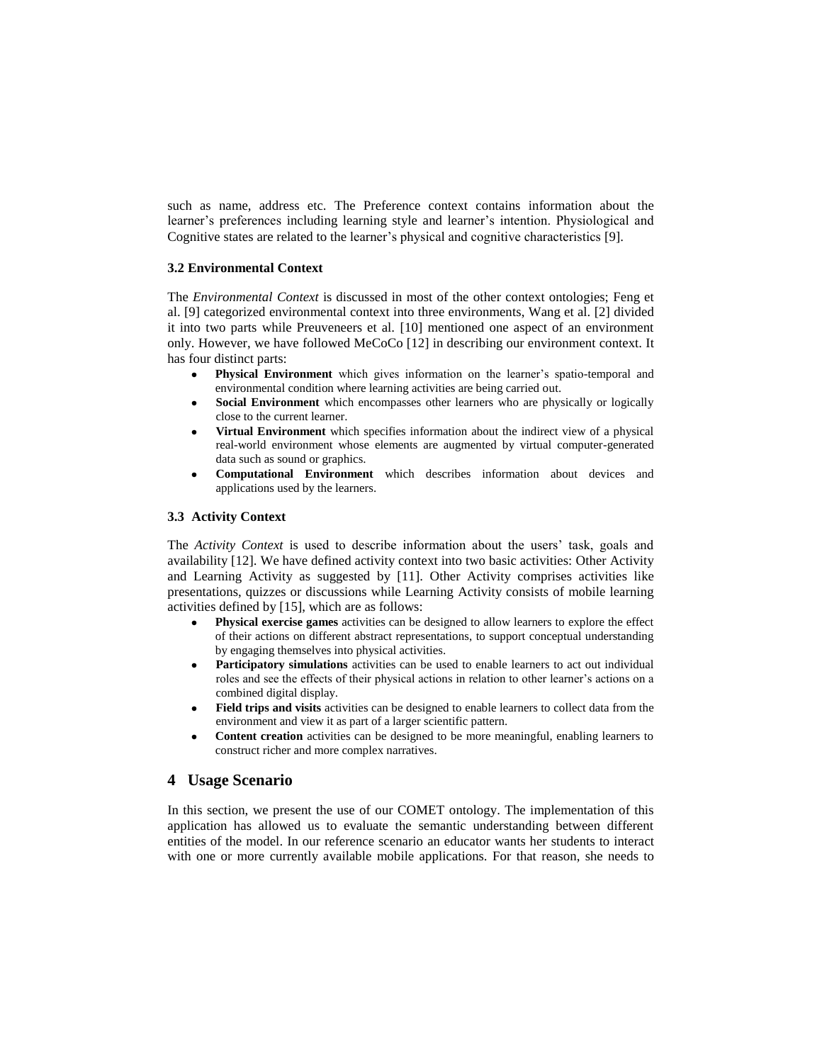such as name, address etc. The Preference context contains information about the learner's preferences including learning style and learner's intention. Physiological and Cognitive states are related to the learner's physical and cognitive characteristics [9].

### 3.2 Environmental Context

The *Environmental Context* is discussed in most of the other context ontologies; Feng et al. [9] categorized environmental context into three environments, Wang et al. [2] divided it into two parts while Preuveneers et al. [10] mentioned one aspect of an environment only. However, we have followed MeCoCo [12] in describing our environment context. It has four distinct parts:

- **Physical Environment** which gives information on the learner's spatio-temporal and environmental condition where learning activities are being carried out.
- **Social Environment** which encompasses other learners who are physically or logically close to the current learner.
- **Virtual Environment** which specifies information about the indirect view of a physical real-world environment whose elements are augmented by virtual computer-generated data such as sound or graphics.
- **Computational Environment** which describes information about devices and applications used by the learners.

### 3.3 Activity Context

The *Activity Context* is used to describe information about the users' task, goals and availability [12]. We have defined activity context into two basic activities: Other Activity and Learning Activity as suggested by [11]. Other Activity comprises activities like presentations, quizzes or discussions while Learning Activity consists of mobile learning activities defined by [15], which are as follows:

- **Physical exercise games** activities can be designed to allow learners to explore the effect of their actions on different abstract representations, to support conceptual understanding by engaging themselves into physical activities.
- **Participatory simulations** activities can be used to enable learners to act out individual roles and see the effects of their physical actions in relation to other learner's actions on a combined digital display.
- **Field trips and visits** activities can be designed to enable learners to collect data from the environment and view it as part of a larger scientific pattern.
- **Content creation** activities can be designed to be more meaningful, enabling learners to construct richer and more complex narratives.

## 4 Usage Scenario

In this section, we present the use of our COMET ontology. The implementation of this application has allowed us to evaluate the semantic understanding between different entities of the model. In our reference scenario an educator wants her students to interact with one or more currently available mobile applications. For that reason, she needs to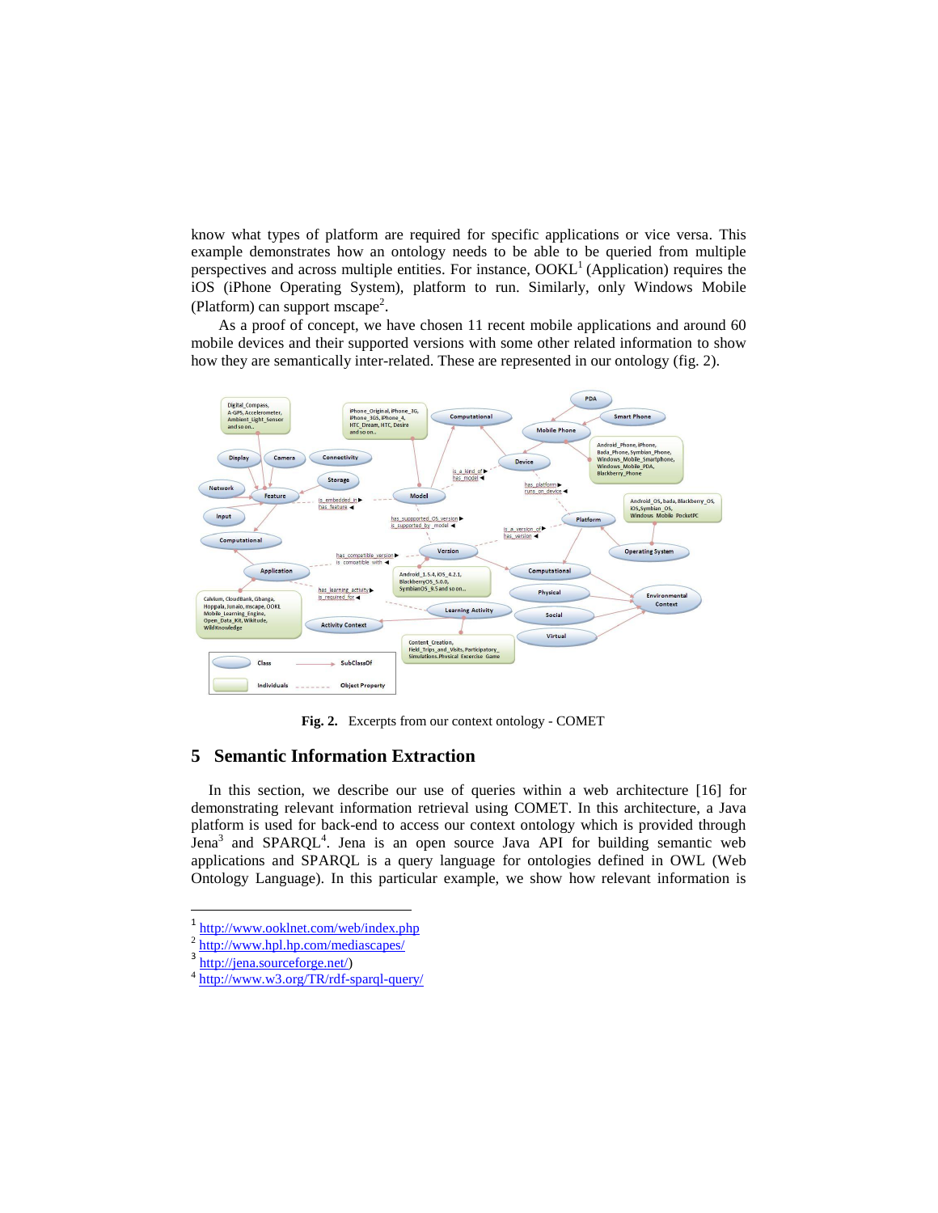know what types of platform are required for specific applications or vice versa. This example demonstrates how an ontology needs to be able to be queried from multiple perspectives and across multiple entities. For instance, OOKL[1] (Application) requires the iOS (iPhone Operating System), platform to run. Similarly, only Windows Mobile (Platform) can support mscape[2].

As a proof of concept, we have chosen 11 recent mobile applications and around 60 mobile devices and their supported versions with some other related information to show how they are semantically inter-related. These are represented in our ontology (fig. 2).

**Fig. 2.** Excerpts from our context ontology - COMET

## 5 Semantic Information Extraction

In this section, we describe our use of queries within a web architecture [16] for demonstrating relevant information retrieval using COMET. In this architecture, a Java platform is used for back-end to access our context ontology which is provided through Jena[3] and SPARQL[4]. Jena is an open source Java API for building semantic web applications and SPARQL is a query language for ontologies defined in OWL (Web Ontology Language). In this particular example, we show how relevant information is

---

1 http://www.ooklnet.com/web/index.php

2 http://www.hpl.hp.com/mediascapes/

3 http://jena.sourceforge.net/)

4 http://www.w3.org/TR/rdf-sparql-query/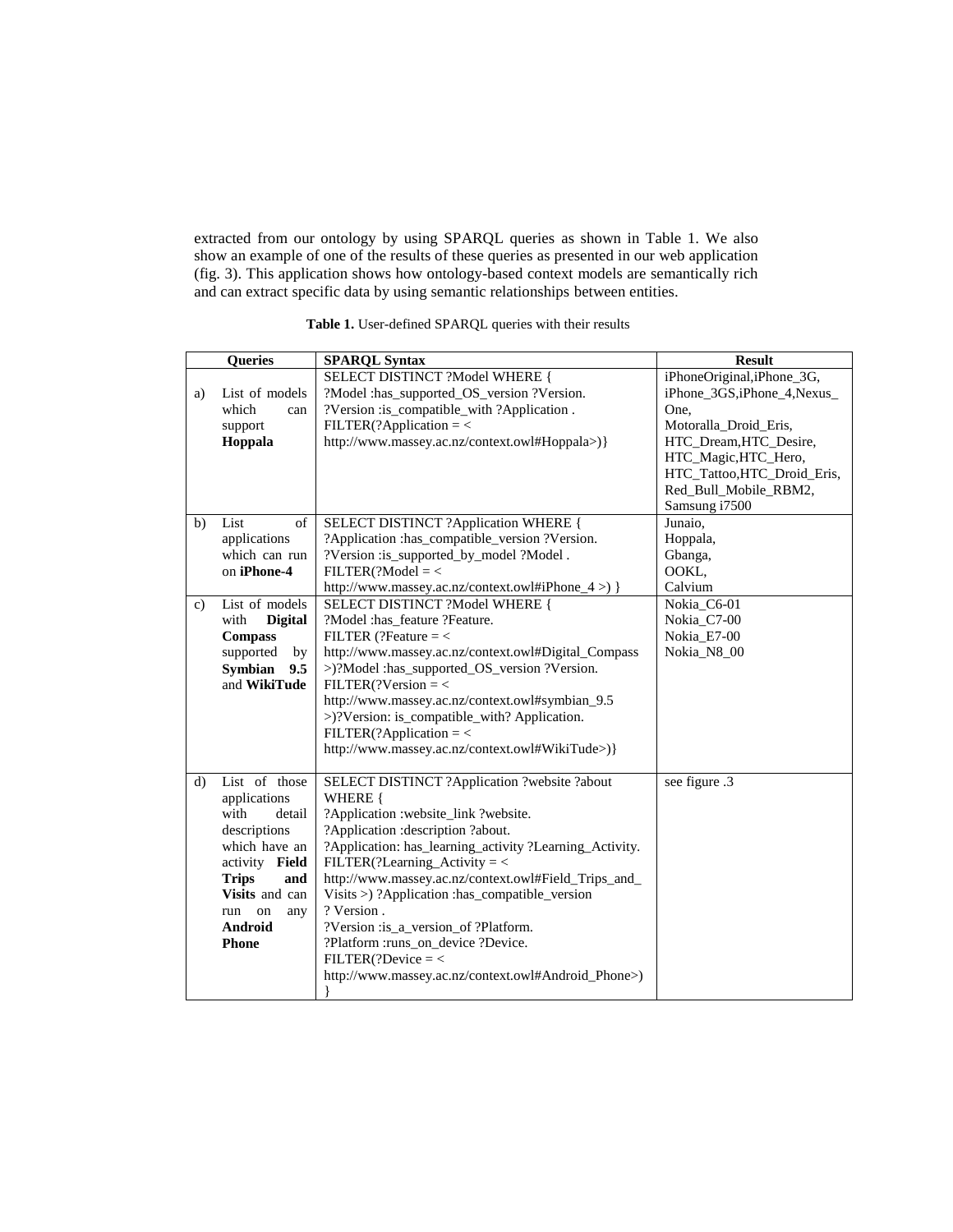extracted from our ontology by using SPARQL queries as shown in Table 1. We also show an example of one of the results of these queries as presented in our web application (fig. 3). This application shows how ontology-based context models are semantically rich and can extract specific data by using semantic relationships between entities.

**Table 1.** User-defined SPARQL queries with their results

| | Queries | SPARQL Syntax | Result |
|---|---|---|---|
| a) | List of models which can support **Hoppala** | SELECT DISTINCT ?Model WHERE { ?Model :has_supported_OS_version ?Version. ?Version :is_compatible_with ?Application . FILTER(?Application = < http://www.massey.ac.nz/context.owl#Hoppala>)} | iPhoneOriginal,iPhone_3G, iPhone_3GS,iPhone_4,Nexus_One, Motoralla_Droid_Eris, HTC_Dream,HTC_Desire, HTC_Magic,HTC_Hero, HTC_Tattoo,HTC_Droid_Eris, Red_Bull_Mobile_RBM2, Samsung i7500 |
| b) | List of applications which can run on **iPhone-4** | SELECT DISTINCT ?Application WHERE { ?Application :has_compatible_version ?Version. ?Version :is_supported_by_model ?Model . FILTER(?Model = < http://www.massey.ac.nz/context.owl#iPhone_4 >) } | Junaio, Hoppala, Gbanga, OOKL, Calvium |
| c) | List of models with **Digital Compass** supported by **Symbian 9.5** and **WikiTude** | SELECT DISTINCT ?Model WHERE { ?Model :has_feature ?Feature. FILTER (?Feature = < http://www.massey.ac.nz/context.owl#Digital_Compass >)?Model :has_supported_OS_version ?Version. FILTER(?Version = < http://www.massey.ac.nz/context.owl#symbian_9.5 >)?Version: is_compatible_with? Application. FILTER(?Application = < http://www.massey.ac.nz/context.owl#WikiTude>)} | Nokia_C6-01 Nokia_C7-00 Nokia_E7-00 Nokia_N8_00 |
| d) | List of those applications with detail descriptions which have an activity **Field Trips and Visits** and can run on any **Android Phone** | SELECT DISTINCT ?Application ?website ?about WHERE { ?Application :website_link ?website. ?Application :description ?about. ?Application: has_learning_activity ?Learning_Activity. FILTER(?Learning_Activity = < http://www.massey.ac.nz/context.owl#Field_Trips_and_Visits >) ?Application :has_compatible_version ? Version . ?Version :is_a_version_of ?Platform. ?Platform :runs_on_device ?Device. FILTER(?Device = < http://www.massey.ac.nz/context.owl#Android_Phone>) } | see figure .3 |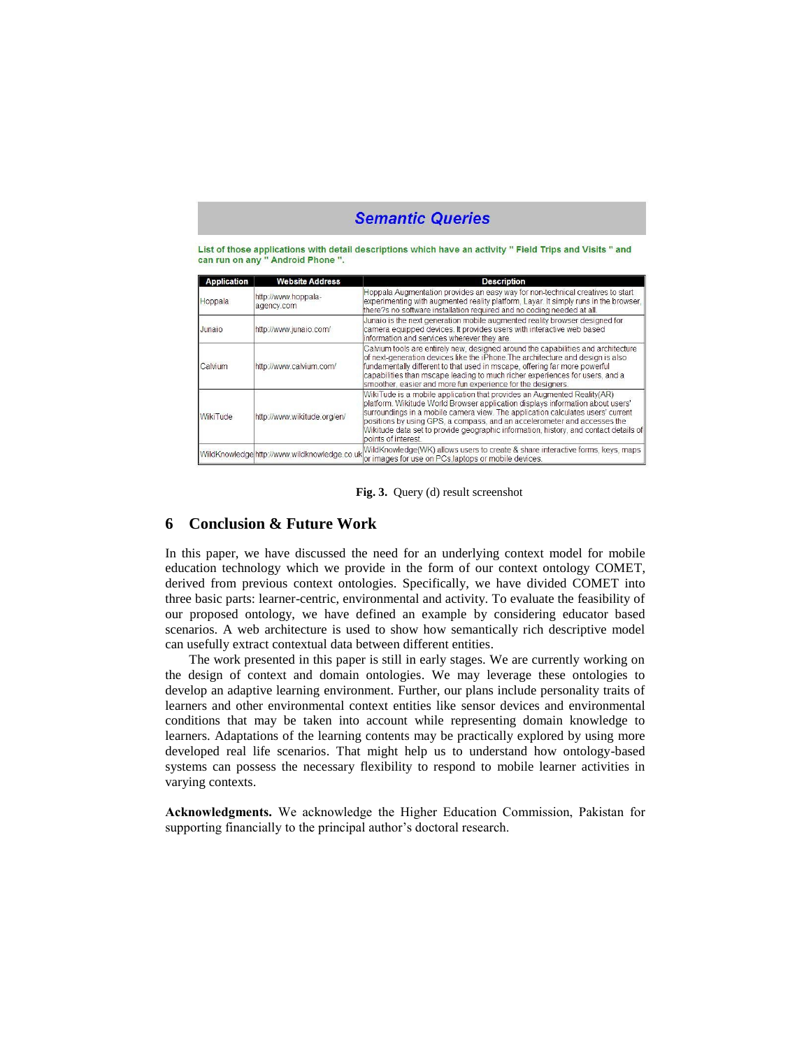## Semantic Queries

List of those applications with detail descriptions which have an activity " Field Trips and Visits " and can run on any " Android Phone ".

| Application | Website Address | Description |
|---|---|---|
| Hoppala | http://www.hoppala-agency.com | Hoppala Augmentation provides an easy way for non-technical creatives to start experimenting with augmented reality platform, Layar. It simply runs in the browser, there?s no software installation required and no coding needed at all. |
| Junaio | http://www.junaio.com/ | Junaio is the next generation mobile augmented reality browser designed for camera equipped devices. It provides users with interactive web based information and services wherever they are. |
| Calvium | http://www.calvium.com/ | Calvium tools are entirely new, designed around the capabilities and architecture of next-generation devices like the iPhone.The architecture and design is also fundamentally different to that used in mscape, offering far more powerful capabilities than mscape leading to much richer experiences for users, and a smoother, easier and more fun experience for the designers. |
| WikiTude | http://www.wikitude.org/en/ | WikiTude is a mobile application that provides an Augmented Reality(AR) platform. Wikitude World Browser application displays information about users' surroundings in a mobile camera view. The application calculates users' current positions by using GPS, a compass, and an accelerometer and accesses the Wikitude data set to provide geographic information, history, and contact details of points of interest. |
| WildKnowledge | http://www.wildknowledge.co.uk | WildKnowledge(WK) allows users to create & share interactive forms, keys, maps or images for use on PCs,laptops or mobile devices. |

**Fig. 3.** Query (d) result screenshot

## 6 Conclusion & Future Work

In this paper, we have discussed the need for an underlying context model for mobile education technology which we provide in the form of our context ontology COMET, derived from previous context ontologies. Specifically, we have divided COMET into three basic parts: learner-centric, environmental and activity. To evaluate the feasibility of our proposed ontology, we have defined an example by considering educator based scenarios. A web architecture is used to show how semantically rich descriptive model can usefully extract contextual data between different entities.

The work presented in this paper is still in early stages. We are currently working on the design of context and domain ontologies. We may leverage these ontologies to develop an adaptive learning environment. Further, our plans include personality traits of learners and other environmental context entities like sensor devices and environmental conditions that may be taken into account while representing domain knowledge to learners. Adaptations of the learning contents may be practically explored by using more developed real life scenarios. That might help us to understand how ontology-based systems can possess the necessary flexibility to respond to mobile learner activities in varying contexts.

**Acknowledgments.** We acknowledge the Higher Education Commission, Pakistan for supporting financially to the principal author's doctoral research.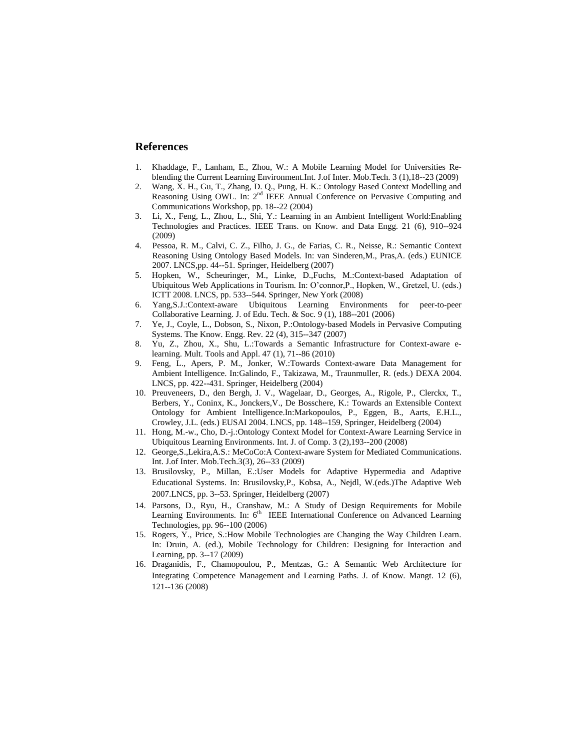## References

1. Khaddage, F., Lanham, E., Zhou, W.: A Mobile Learning Model for Universities Re-blending the Current Learning Environment.Int. J.of Inter. Mob.Tech. 3 (1),18--23 (2009)
2. Wang, X. H., Gu, T., Zhang, D. Q., Pung, H. K.: Ontology Based Context Modelling and Reasoning Using OWL. In: 2nd IEEE Annual Conference on Pervasive Computing and Communications Workshop, pp. 18--22 (2004)
3. Li, X., Feng, L., Zhou, L., Shi, Y.: Learning in an Ambient Intelligent World:Enabling Technologies and Practices. IEEE Trans. on Know. and Data Engg. 21 (6), 910--924 (2009)
4. Pessoa, R. M., Calvi, C. Z., Filho, J. G., de Farias, C. R., Neisse, R.: Semantic Context Reasoning Using Ontology Based Models. In: van Sinderen,M., Pras,A. (eds.) EUNICE 2007. LNCS,pp. 44--51. Springer, Heidelberg (2007)
5. Hopken, W., Scheuringer, M., Linke, D.,Fuchs, M.:Context-based Adaptation of Ubiquitous Web Applications in Tourism. In: O'connor,P., Hopken, W., Gretzel, U. (eds.) ICTT 2008. LNCS, pp. 533--544. Springer, New York (2008)
6. Yang,S.J.:Context-aware Ubiquitous Learning Environments for peer-to-peer Collaborative Learning. J. of Edu. Tech. & Soc. 9 (1), 188--201 (2006)
7. Ye, J., Coyle, L., Dobson, S., Nixon, P.:Ontology-based Models in Pervasive Computing Systems. The Know. Engg. Rev. 22 (4), 315--347 (2007)
8. Yu, Z., Zhou, X., Shu, L.:Towards a Semantic Infrastructure for Context-aware e-learning. Mult. Tools and Appl. 47 (1), 71--86 (2010)
9. Feng, L., Apers, P. M., Jonker, W.:Towards Context-aware Data Management for Ambient Intelligence. In:Galindo, F., Takizawa, M., Traunmuller, R. (eds.) DEXA 2004. LNCS, pp. 422--431. Springer, Heidelberg (2004)
10. Preuveneers, D., den Bergh, J. V., Wagelaar, D., Georges, A., Rigole, P., Clerckx, T., Berbers, Y., Coninx, K., Jonckers,V., De Bosschere, K.: Towards an Extensible Context Ontology for Ambient Intelligence.In:Markopoulos, P., Eggen, B., Aarts, E.H.L., Crowley, J.L. (eds.) EUSAI 2004. LNCS, pp. 148--159, Springer, Heidelberg (2004)
11. Hong, M.-w., Cho, D.-j.:Ontology Context Model for Context-Aware Learning Service in Ubiquitous Learning Environments. Int. J. of Comp. 3 (2),193--200 (2008)
12. George,S.,Lekira,A.S.: MeCoCo:A Context-aware System for Mediated Communications. Int. J.of Inter. Mob.Tech.3(3), 26--33 (2009)
13. Brusilovsky, P., Millan, E.:User Models for Adaptive Hypermedia and Adaptive Educational Systems. In: Brusilovsky,P., Kobsa, A., Nejdl, W.(eds.)The Adaptive Web 2007.LNCS, pp. 3--53. Springer, Heidelberg (2007)
14. Parsons, D., Ryu, H., Cranshaw, M.: A Study of Design Requirements for Mobile Learning Environments. In: 6th IEEE International Conference on Advanced Learning Technologies, pp. 96--100 (2006)
15. Rogers, Y., Price, S.:How Mobile Technologies are Changing the Way Children Learn. In: Druin, A. (ed.), Mobile Technology for Children: Designing for Interaction and Learning, pp. 3--17 (2009)
16. Draganidis, F., Chamopoulou, P., Mentzas, G.: A Semantic Web Architecture for Integrating Competence Management and Learning Paths. J. of Know. Mangt. 12 (6), 121--136 (2008)